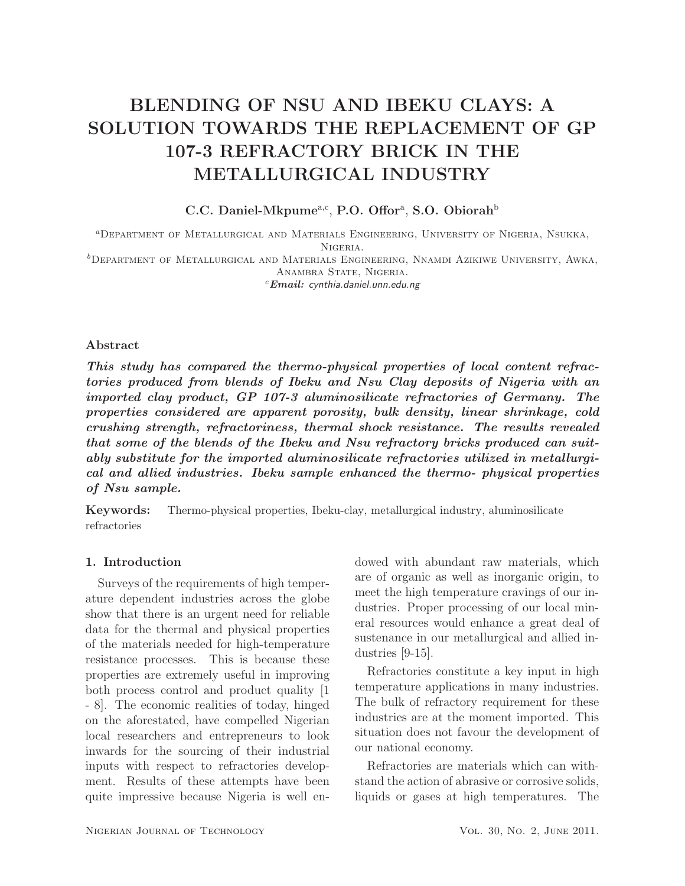# BLENDING OF NSU AND IBEKU CLAYS: A SOLUTION TOWARDS THE REPLACEMENT OF GP 107-3 REFRACTORY BRICK IN THE METALLURGICAL INDUSTRY

**C.C. Daniel-Mkpume[a,c], P.O. Offor[a], S.O. Obiorah[b]**

[a]Department of Metallurgical and Materials Engineering, University of Nigeria, Nsukka, Nigeria.

[b]Department of Metallurgical and Materials Engineering, Nnamdi Azikiwe University, Awka, Anambra State, Nigeria.

[c]***Email:*** *cynthia.daniel.unn.edu.ng*

### Abstract

***This study has compared the thermo-physical properties of local content refractories produced from blends of Ibeku and Nsu Clay deposits of Nigeria with an imported clay product, GP 107-3 aluminosilicate refractories of Germany. The properties considered are apparent porosity, bulk density, linear shrinkage, cold crushing strength, refractoriness, thermal shock resistance. The results revealed that some of the blends of the Ibeku and Nsu refractory bricks produced can suitably substitute for the imported aluminosilicate refractories utilized in metallurgical and allied industries. Ibeku sample enhanced the thermo- physical properties of Nsu sample.***

**Keywords:** Thermo-physical properties, Ibeku-clay, metallurgical industry, aluminosilicate refractories

## 1. Introduction

Surveys of the requirements of high temperature dependent industries across the globe show that there is an urgent need for reliable data for the thermal and physical properties of the materials needed for high-temperature resistance processes. This is because these properties are extremely useful in improving both process control and product quality [1 - 8]. The economic realities of today, hinged on the aforestated, have compelled Nigerian local researchers and entrepreneurs to look inwards for the sourcing of their industrial inputs with respect to refractories development. Results of these attempts have been quite impressive because Nigeria is well endowed with abundant raw materials, which are of organic as well as inorganic origin, to meet the high temperature cravings of our industries. Proper processing of our local mineral resources would enhance a great deal of sustenance in our metallurgical and allied industries [9-15].

Refractories constitute a key input in high temperature applications in many industries. The bulk of refractory requirement for these industries are at the moment imported. This situation does not favour the development of our national economy.

Refractories are materials which can withstand the action of abrasive or corrosive solids, liquids or gases at high temperatures. The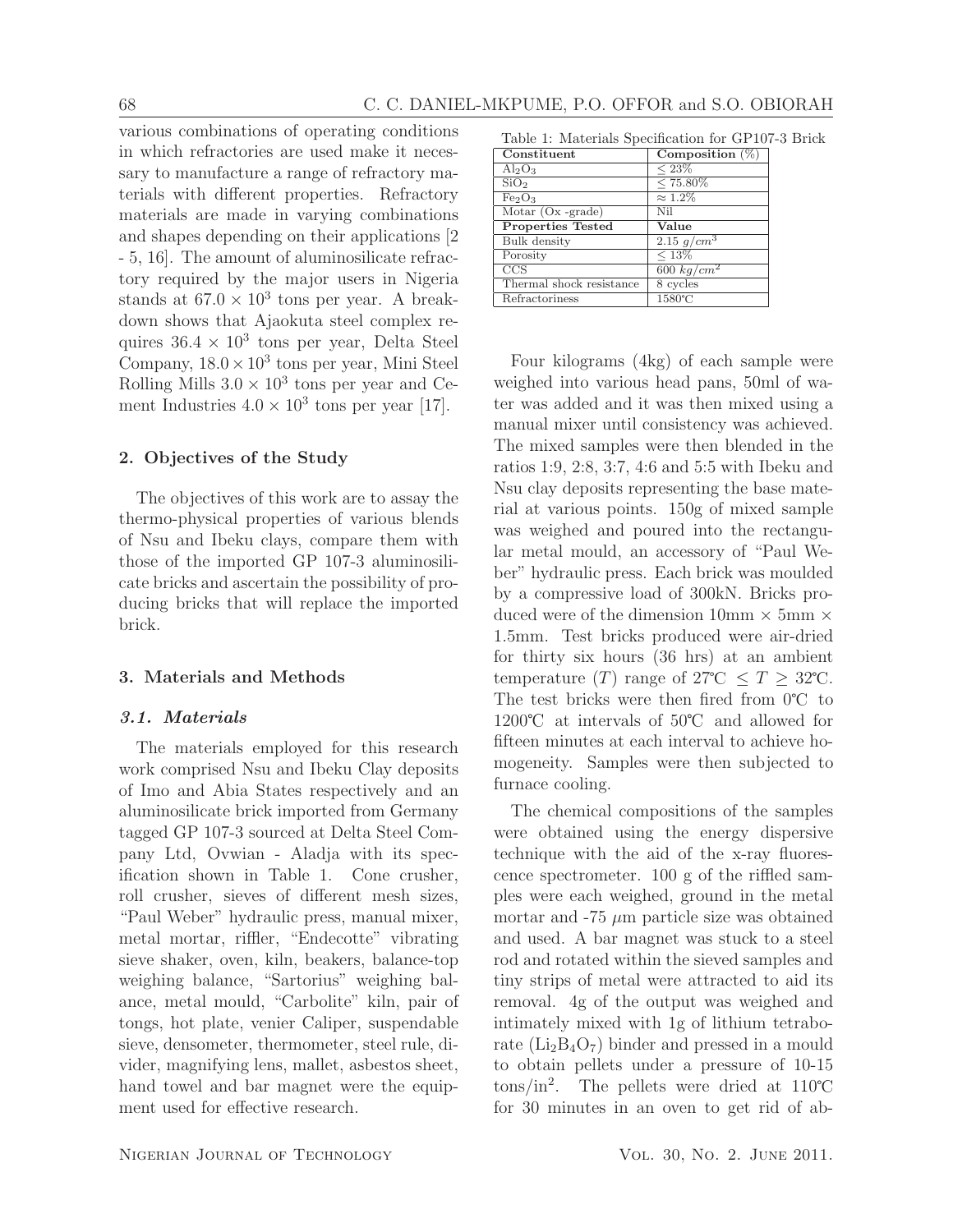various combinations of operating conditions in which refractories are used make it necessary to manufacture a range of refractory materials with different properties. Refractory materials are made in varying combinations and shapes depending on their applications [2 - 5, 16]. The amount of aluminosilicate refractory required by the major users in Nigeria stands at $67.0 \times 10^3$ tons per year. A breakdown shows that Ajaokuta steel complex requires $36.4 \times 10^3$ tons per year, Delta Steel Company, $18.0 \times 10^3$ tons per year, Mini Steel Rolling Mills $3.0 \times 10^3$ tons per year and Cement Industries $4.0 \times 10^3$ tons per year [17].

## 2. Objectives of the Study

The objectives of this work are to assay the thermo-physical properties of various blends of Nsu and Ibeku clays, compare them with those of the imported GP 107-3 aluminosilicate bricks and ascertain the possibility of producing bricks that will replace the imported brick.

## 3. Materials and Methods

### *3.1. Materials*

The materials employed for this research work comprised Nsu and Ibeku Clay deposits of Imo and Abia States respectively and an aluminosilicate brick imported from Germany tagged GP 107-3 sourced at Delta Steel Company Ltd, Ovwian - Aladja with its specification shown in Table 1. Cone crusher, roll crusher, sieves of different mesh sizes, "Paul Weber" hydraulic press, manual mixer, metal mortar, riffler, "Endecotte" vibrating sieve shaker, oven, kiln, beakers, balance-top weighing balance, "Sartorius" weighing balance, metal mould, "Carbolite" kiln, pair of tongs, hot plate, venier Caliper, suspendable sieve, densometer, thermometer, steel rule, divider, magnifying lens, mallet, asbestos sheet, hand towel and bar magnet were the equipment used for effective research.

Table 1: Materials Specification for GP107-3 Brick

| **Constituent** | **Composition** (%) |
|---|---|
| $Al_2O_3$ | $\leq 23\%$ |
| $SiO_2$ | $\leq 75.80\%$ |
| $Fe_2O_3$ | $\approx 1.2\%$ |
| Motar (Ox -grade) | Nil |
| **Properties Tested** | **Value** |
| Bulk density | 2.15 $g/cm^3$ |
| Porosity | $\leq 13\%$ |
| CCS | 600 $kg/cm^2$ |
| Thermal shock resistance | 8 cycles |
| Refractoriness | 1580℃ |

Four kilograms (4kg) of each sample were weighed into various head pans, 50ml of water was added and it was then mixed using a manual mixer until consistency was achieved. The mixed samples were then blended in the ratios 1:9, 2:8, 3:7, 4:6 and 5:5 with Ibeku and Nsu clay deposits representing the base material at various points. 150g of mixed sample was weighed and poured into the rectangular metal mould, an accessory of "Paul Weber" hydraulic press. Each brick was moulded by a compressive load of 300kN. Bricks produced were of the dimension 10mm × 5mm × 1.5mm. Test bricks produced were air-dried for thirty six hours (36 hrs) at an ambient temperature ($T$) range of 27℃ $\leq T \geq$ 32℃. The test bricks were then fired from 0℃ to 1200℃ at intervals of 50℃ and allowed for fifteen minutes at each interval to achieve homogeneity. Samples were then subjected to furnace cooling.

The chemical compositions of the samples were obtained using the energy dispersive technique with the aid of the x-ray fluorescence spectrometer. 100 g of the riffled samples were each weighed, ground in the metal mortar and -75 $\mu$m particle size was obtained and used. A bar magnet was stuck to a steel rod and rotated within the sieved samples and tiny strips of metal were attracted to aid its removal. 4g of the output was weighed and intimately mixed with 1g of lithium tetraborate ($Li_2B_4O_7$) binder and pressed in a mould to obtain pellets under a pressure of 10-15 tons/in$^2$. The pellets were dried at 110℃ for 30 minutes in an oven to get rid of ab-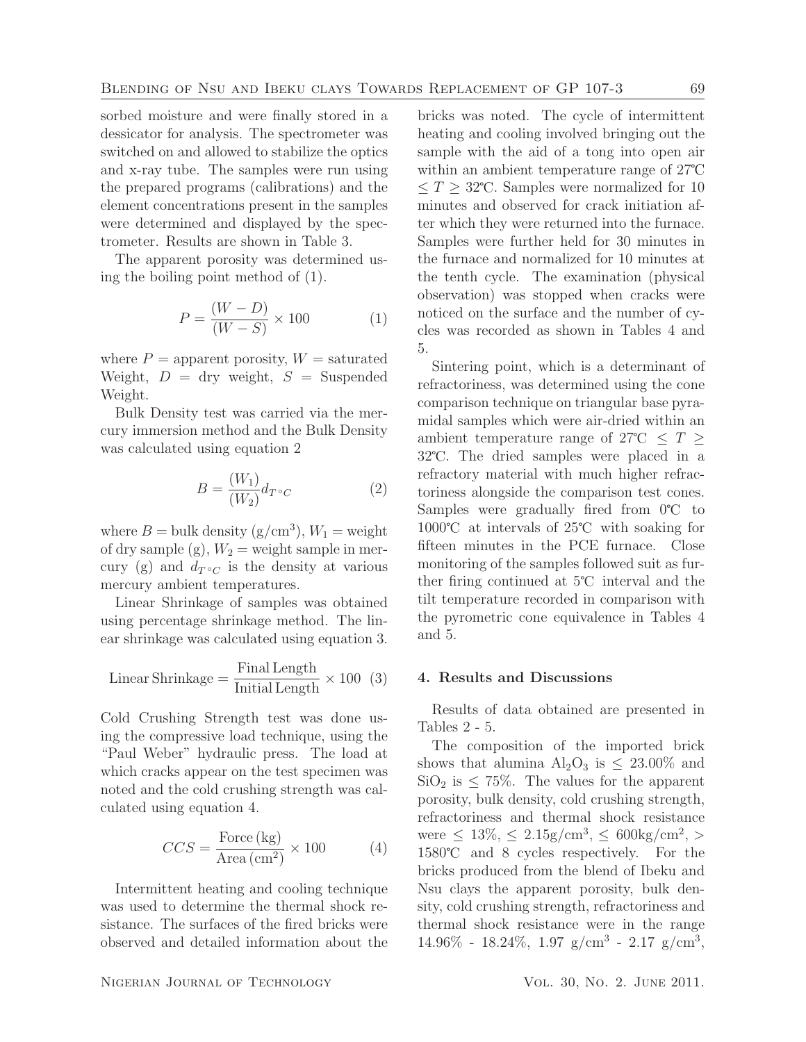sorbed moisture and were finally stored in a dessicator for analysis. The spectrometer was switched on and allowed to stabilize the optics and x-ray tube. The samples were run using the prepared programs (calibrations) and the element concentrations present in the samples were determined and displayed by the spectrometer. Results are shown in Table 3.

The apparent porosity was determined using the boiling point method of (1).

$$P = \frac{(W - D)}{(W - S)} \times 100 \quad (1)$$

where $P$ = apparent porosity, $W$ = saturated Weight, $D$ = dry weight, $S$ = Suspended Weight.

Bulk Density test was carried via the mercury immersion method and the Bulk Density was calculated using equation 2

$$B = \frac{(W_1)}{(W_2)} d_{T^\circ C} \quad (2)$$

where $B$ = bulk density (g/cm$^3$), $W_1$ = weight of dry sample (g), $W_2$ = weight sample in mercury (g) and $d_{T^\circ C}$ is the density at various mercury ambient temperatures.

Linear Shrinkage of samples was obtained using percentage shrinkage method. The linear shrinkage was calculated using equation 3.

$$\text{Linear Shrinkage} = \frac{\text{Final Length}}{\text{Initial Length}} \times 100 \quad (3)$$

Cold Crushing Strength test was done using the compressive load technique, using the "Paul Weber" hydraulic press. The load at which cracks appear on the test specimen was noted and the cold crushing strength was calculated using equation 4.

$$CCS = \frac{\text{Force (kg)}}{\text{Area (cm}^2\text{)}} \times 100 \quad (4)$$

Intermittent heating and cooling technique was used to determine the thermal shock resistance. The surfaces of the fired bricks were observed and detailed information about the bricks was noted. The cycle of intermittent heating and cooling involved bringing out the sample with the aid of a tong into open air within an ambient temperature range of 27℃ $\leq T \geq$ 32℃. Samples were normalized for 10 minutes and observed for crack initiation after which they were returned into the furnace. Samples were further held for 30 minutes in the furnace and normalized for 10 minutes at the tenth cycle. The examination (physical observation) was stopped when cracks were noticed on the surface and the number of cycles was recorded as shown in Tables 4 and 5.

Sintering point, which is a determinant of refractoriness, was determined using the cone comparison technique on triangular base pyramidal samples which were air-dried within an ambient temperature range of 27℃ $\leq T \geq$ 32℃. The dried samples were placed in a refractory material with much higher refractoriness alongside the comparison test cones. Samples were gradually fired from 0℃ to 1000℃ at intervals of 25℃ with soaking for fifteen minutes in the PCE furnace. Close monitoring of the samples followed suit as further firing continued at 5℃ interval and the tilt temperature recorded in comparison with the pyrometric cone equivalence in Tables 4 and 5.

## 4. Results and Discussions

Results of data obtained are presented in Tables 2 - 5.

The composition of the imported brick shows that alumina $Al_2O_3$ is $\leq$ 23.00% and $SiO_2$ is $\leq$ 75%. The values for the apparent porosity, bulk density, cold crushing strength, refractoriness and thermal shock resistance were $\leq$ 13%, $\leq$ 2.15g/cm$^3$, $\leq$ 600kg/cm$^2$, $>$ 1580℃ and 8 cycles respectively. For the bricks produced from the blend of Ibeku and Nsu clays the apparent porosity, bulk density, cold crushing strength, refractoriness and thermal shock resistance were in the range 14.96% - 18.24%, 1.97 g/cm$^3$ - 2.17 g/cm$^3$,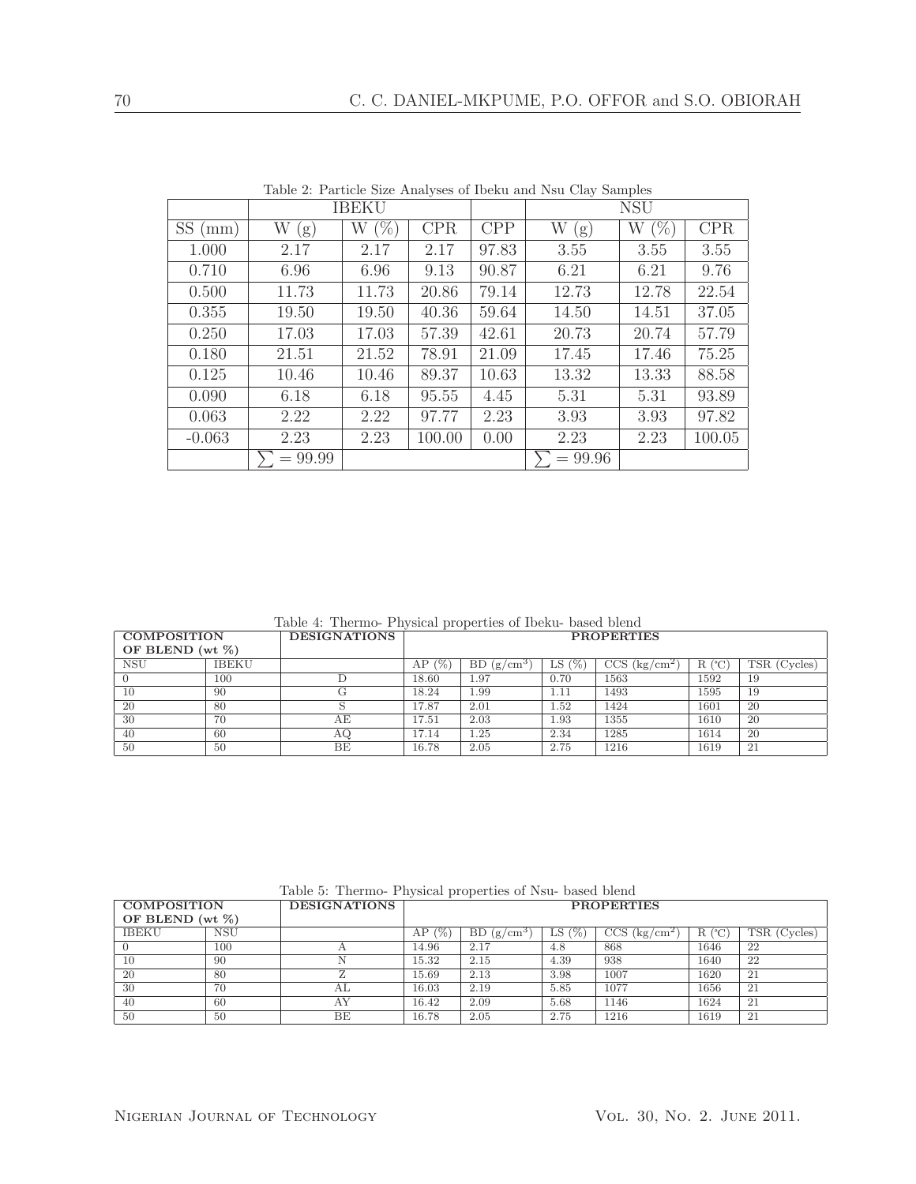Table 2: Particle Size Analyses of Ibeku and Nsu Clay Samples

| | IBEKU | | | | NSU | | |
|---|---|---|---|---|---|---|---|
| SS (mm) | W (g) | W (%) | CPR | CPP | W (g) | W (%) | CPR |
| 1.000 | 2.17 | 2.17 | 2.17 | 97.83 | 3.55 | 3.55 | 3.55 |
| 0.710 | 6.96 | 6.96 | 9.13 | 90.87 | 6.21 | 6.21 | 9.76 |
| 0.500 | 11.73 | 11.73 | 20.86 | 79.14 | 12.73 | 12.78 | 22.54 |
| 0.355 | 19.50 | 19.50 | 40.36 | 59.64 | 14.50 | 14.51 | 37.05 |
| 0.250 | 17.03 | 17.03 | 57.39 | 42.61 | 20.73 | 20.74 | 57.79 |
| 0.180 | 21.51 | 21.52 | 78.91 | 21.09 | 17.45 | 17.46 | 75.25 |
| 0.125 | 10.46 | 10.46 | 89.37 | 10.63 | 13.32 | 13.33 | 88.58 |
| 0.090 | 6.18 | 6.18 | 95.55 | 4.45 | 5.31 | 5.31 | 93.89 |
| 0.063 | 2.22 | 2.22 | 97.77 | 2.23 | 3.93 | 3.93 | 97.82 |
| -0.063 | 2.23 | 2.23 | 100.00 | 0.00 | 2.23 | 2.23 | 100.05 |
| | $\sum = 99.99$ | | | | $\sum = 99.96$ | | |

Table 4: Thermo- Physical properties of Ibeku- based blend

| COMPOSITION OF BLEND (wt %) | | DESIGNATIONS | PROPERTIES | | | | | |
|---|---|---|---|---|---|---|---|---|
| NSU | IBEKU | | AP (%) | BD (g/cm$^3$) | LS (%) | CCS (kg/cm$^2$) | R (°C) | TSR (Cycles) |
| 0 | 100 | D | 18.60 | 1.97 | 0.70 | 1563 | 1592 | 19 |
| 10 | 90 | G | 18.24 | 1.99 | 1.11 | 1493 | 1595 | 19 |
| 20 | 80 | S | 17.87 | 2.01 | 1.52 | 1424 | 1601 | 20 |
| 30 | 70 | AE | 17.51 | 2.03 | 1.93 | 1355 | 1610 | 20 |
| 40 | 60 | AQ | 17.14 | 1.25 | 2.34 | 1285 | 1614 | 20 |
| 50 | 50 | BE | 16.78 | 2.05 | 2.75 | 1216 | 1619 | 21 |

Table 5: Thermo- Physical properties of Nsu- based blend

| COMPOSITION OF BLEND (wt %) | | DESIGNATIONS | PROPERTIES | | | | | |
|---|---|---|---|---|---|---|---|---|
| IBEKU | NSU | | AP (%) | BD (g/cm$^3$) | LS (%) | CCS (kg/cm$^2$) | R (°C) | TSR (Cycles) |
| 0 | 100 | A | 14.96 | 2.17 | 4.8 | 868 | 1646 | 22 |
| 10 | 90 | N | 15.32 | 2.15 | 4.39 | 938 | 1640 | 22 |
| 20 | 80 | Z | 15.69 | 2.13 | 3.98 | 1007 | 1620 | 21 |
| 30 | 70 | AL | 16.03 | 2.19 | 5.85 | 1077 | 1656 | 21 |
| 40 | 60 | AY | 16.42 | 2.09 | 5.68 | 1146 | 1624 | 21 |
| 50 | 50 | BE | 16.78 | 2.05 | 2.75 | 1216 | 1619 | 21 |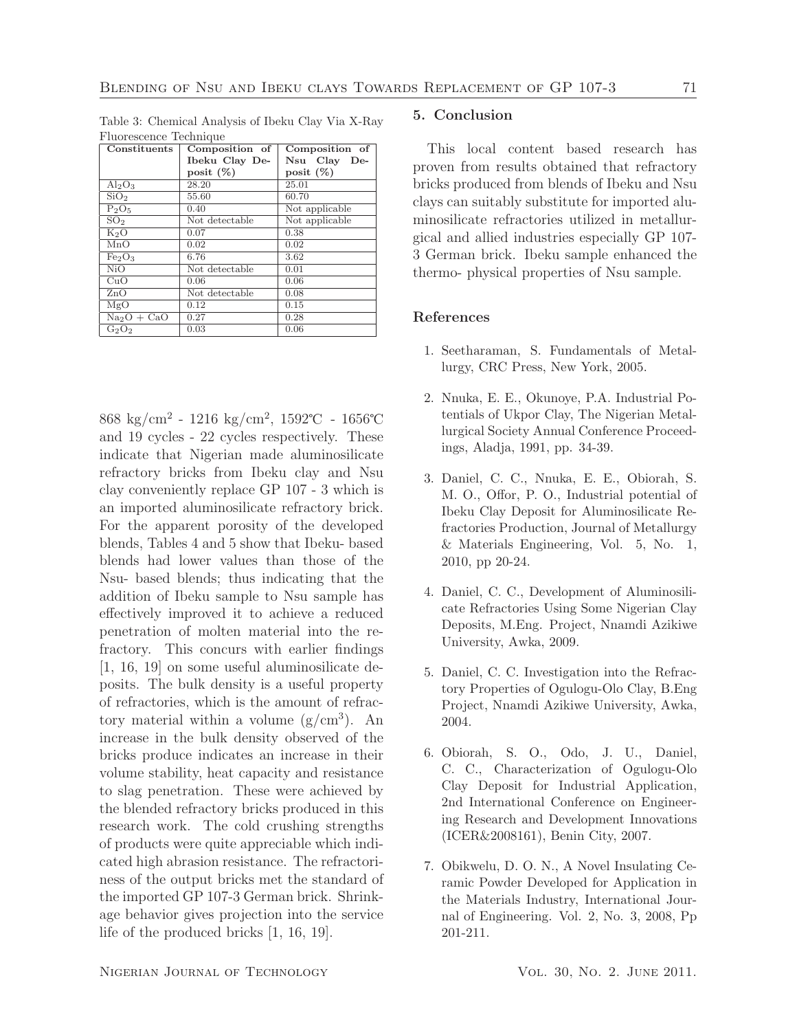Table 3: Chemical Analysis of Ibeku Clay Via X-Ray Fluorescence Technique

| Constituents | Composition of Ibeku Clay Deposit (%) | Composition of Nsu Clay Deposit (%) |
|---|---|---|
| $Al_2O_3$ | 28.20 | 25.01 |
| $SiO_2$ | 55.60 | 60.70 |
| $P_2O_5$ | 0.40 | Not applicable |
| $SO_2$ | Not detectable | Not applicable |
| $K_2O$ | 0.07 | 0.38 |
| MnO | 0.02 | 0.02 |
| $Fe_2O_3$ | 6.76 | 3.62 |
| NiO | Not detectable | 0.01 |
| CuO | 0.06 | 0.06 |
| ZnO | Not detectable | 0.08 |
| MgO | 0.12 | 0.15 |
| $Na_2O$ + CaO | 0.27 | 0.28 |
| $G_2O_2$ | 0.03 | 0.06 |

868 kg/cm$^2$ - 1216 kg/cm$^2$, 1592℃ - 1656℃ and 19 cycles - 22 cycles respectively. These indicate that Nigerian made aluminosilicate refractory bricks from Ibeku clay and Nsu clay conveniently replace GP 107 - 3 which is an imported aluminosilicate refractory brick. For the apparent porosity of the developed blends, Tables 4 and 5 show that Ibeku- based blends had lower values than those of the Nsu- based blends; thus indicating that the addition of Ibeku sample to Nsu sample has effectively improved it to achieve a reduced penetration of molten material into the refractory. This concurs with earlier findings [1, 16, 19] on some useful aluminosilicate deposits. The bulk density is a useful property of refractories, which is the amount of refractory material within a volume (g/cm$^3$). An increase in the bulk density observed of the bricks produce indicates an increase in their volume stability, heat capacity and resistance to slag penetration. These were achieved by the blended refractory bricks produced in this research work. The cold crushing strengths of products were quite appreciable which indicated high abrasion resistance. The refractoriness of the output bricks met the standard of the imported GP 107-3 German brick. Shrinkage behavior gives projection into the service life of the produced bricks [1, 16, 19].

## 5. Conclusion

This local content based research has proven from results obtained that refractory bricks produced from blends of Ibeku and Nsu clays can suitably substitute for imported aluminosilicate refractories utilized in metallurgical and allied industries especially GP 107-3 German brick. Ibeku sample enhanced the thermo- physical properties of Nsu sample.

## References

1. Seetharaman, S. Fundamentals of Metallurgy, CRC Press, New York, 2005.
2. Nnuka, E. E., Okunoye, P.A. Industrial Potentials of Ukpor Clay, The Nigerian Metallurgical Society Annual Conference Proceedings, Aladja, 1991, pp. 34-39.
3. Daniel, C. C., Nnuka, E. E., Obiorah, S. M. O., Offor, P. O., Industrial potential of Ibeku Clay Deposit for Aluminosilicate Refractories Production, Journal of Metallurgy & Materials Engineering, Vol. 5, No. 1, 2010, pp 20-24.
4. Daniel, C. C., Development of Aluminosilicate Refractories Using Some Nigerian Clay Deposits, M.Eng. Project, Nnamdi Azikiwe University, Awka, 2009.
5. Daniel, C. C. Investigation into the Refractory Properties of Ogulogu-Olo Clay, B.Eng Project, Nnamdi Azikiwe University, Awka, 2004.
6. Obiorah, S. O., Odo, J. U., Daniel, C. C., Characterization of Ogulogu-Olo Clay Deposit for Industrial Application, 2nd International Conference on Engineering Research and Development Innovations (ICER&2008161), Benin City, 2007.
7. Obikwelu, D. O. N., A Novel Insulating Ceramic Powder Developed for Application in the Materials Industry, International Journal of Engineering. Vol. 2, No. 3, 2008, Pp 201-211.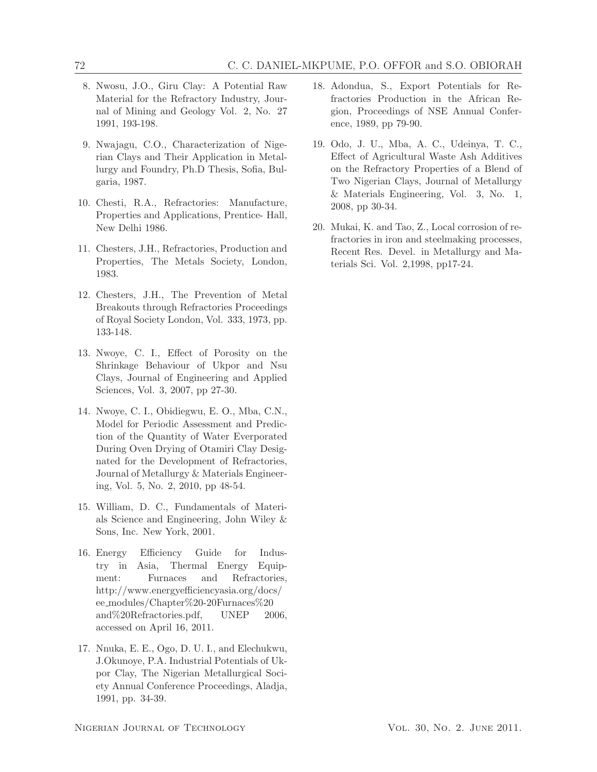8. Nwosu, J.O., Giru Clay: A Potential Raw Material for the Refractory Industry, Journal of Mining and Geology Vol. 2, No. 27 1991, 193-198.

9. Nwajagu, C.O., Characterization of Nigerian Clays and Their Application in Metallurgy and Foundry, Ph.D Thesis, Sofia, Bulgaria, 1987.

10. Chesti, R.A., Refractories: Manufacture, Properties and Applications, Prentice- Hall, New Delhi 1986.

11. Chesters, J.H., Refractories, Production and Properties, The Metals Society, London, 1983.

12. Chesters, J.H., The Prevention of Metal Breakouts through Refractories Proceedings of Royal Society London, Vol. 333, 1973, pp. 133-148.

13. Nwoye, C. I., Effect of Porosity on the Shrinkage Behaviour of Ukpor and Nsu Clays, Journal of Engineering and Applied Sciences, Vol. 3, 2007, pp 27-30.

14. Nwoye, C. I., Obidiegwu, E. O., Mba, C.N., Model for Periodic Assessment and Prediction of the Quantity of Water Everporated During Oven Drying of Otamiri Clay Designated for the Development of Refractories, Journal of Metallurgy & Materials Engineering, Vol. 5, No. 2, 2010, pp 48-54.

15. William, D. C., Fundamentals of Materials Science and Engineering, John Wiley & Sons, Inc. New York, 2001.

16. Energy Efficiency Guide for Industry in Asia, Thermal Energy Equipment: Furnaces and Refractories, http://www.energyefficiencyasia.org/docs/ee_modules/Chapter%20-20Furnaces%20and%20Refractories.pdf, UNEP 2006, accessed on April 16, 2011.

17. Nnuka, E. E., Ogo, D. U. I., and Elechukwu, J.Okunoye, P.A. Industrial Potentials of Ukpor Clay, The Nigerian Metallurgical Society Annual Conference Proceedings, Aladja, 1991, pp. 34-39.

18. Adondua, S., Export Potentials for Refractories Production in the African Region, Proceedings of NSE Annual Conference, 1989, pp 79-90.

19. Odo, J. U., Mba, A. C., Udeinya, T. C., Effect of Agricultural Waste Ash Additives on the Refractory Properties of a Blend of Two Nigerian Clays, Journal of Metallurgy & Materials Engineering, Vol. 3, No. 1, 2008, pp 30-34.

20. Mukai, K. and Tao, Z., Local corrosion of refractories in iron and steelmaking processes, Recent Res. Devel. in Metallurgy and Materials Sci. Vol. 2,1998, pp17-24.